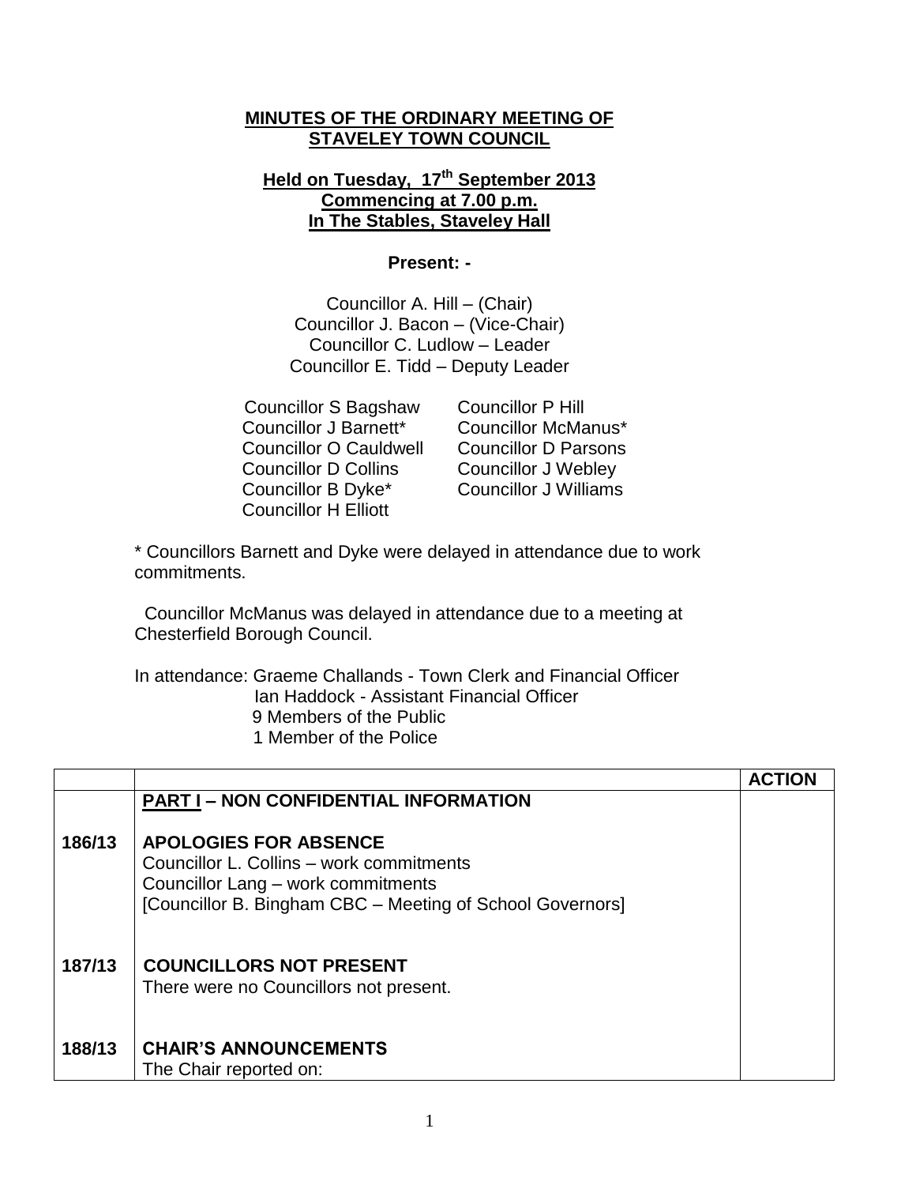**MINUTES OF THE ORDINARY MEETING OF STAVELEY TOWN COUNCIL**

**Held on Tuesday, 17th September 2013**
**Commencing at 7.00 p.m.**
**In The Stables, Staveley Hall**

**Present: -**

Councillor A. Hill – (Chair)
Councillor J. Bacon – (Vice-Chair)
Councillor C. Ludlow – Leader
Councillor E. Tidd – Deputy Leader

Councillor S Bagshaw
Councillor J Barnett*
Councillor O Cauldwell
Councillor D Collins
Councillor B Dyke*
Councillor H Elliott
Councillor P Hill
Councillor McManus*
Councillor D Parsons
Councillor J Webley
Councillor J Williams

* Councillors Barnett and Dyke were delayed in attendance due to work commitments.

Councillor McManus was delayed in attendance due to a meeting at Chesterfield Borough Council.

In attendance: Graeme Challands - Town Clerk and Financial Officer
Ian Haddock - Assistant Financial Officer
9 Members of the Public
1 Member of the Police

| | | ACTION |
|---|---|---|
| | **PART I – NON CONFIDENTIAL INFORMATION** | |
| **186/13** | **APOLOGIES FOR ABSENCE**<br>Councillor L. Collins – work commitments<br>Councillor Lang – work commitments<br>[Councillor B. Bingham CBC – Meeting of School Governors] | |
| **187/13** | **COUNCILLORS NOT PRESENT**<br>There were no Councillors not present. | |
| **188/13** | **CHAIR'S ANNOUNCEMENTS**<br>The Chair reported on: | |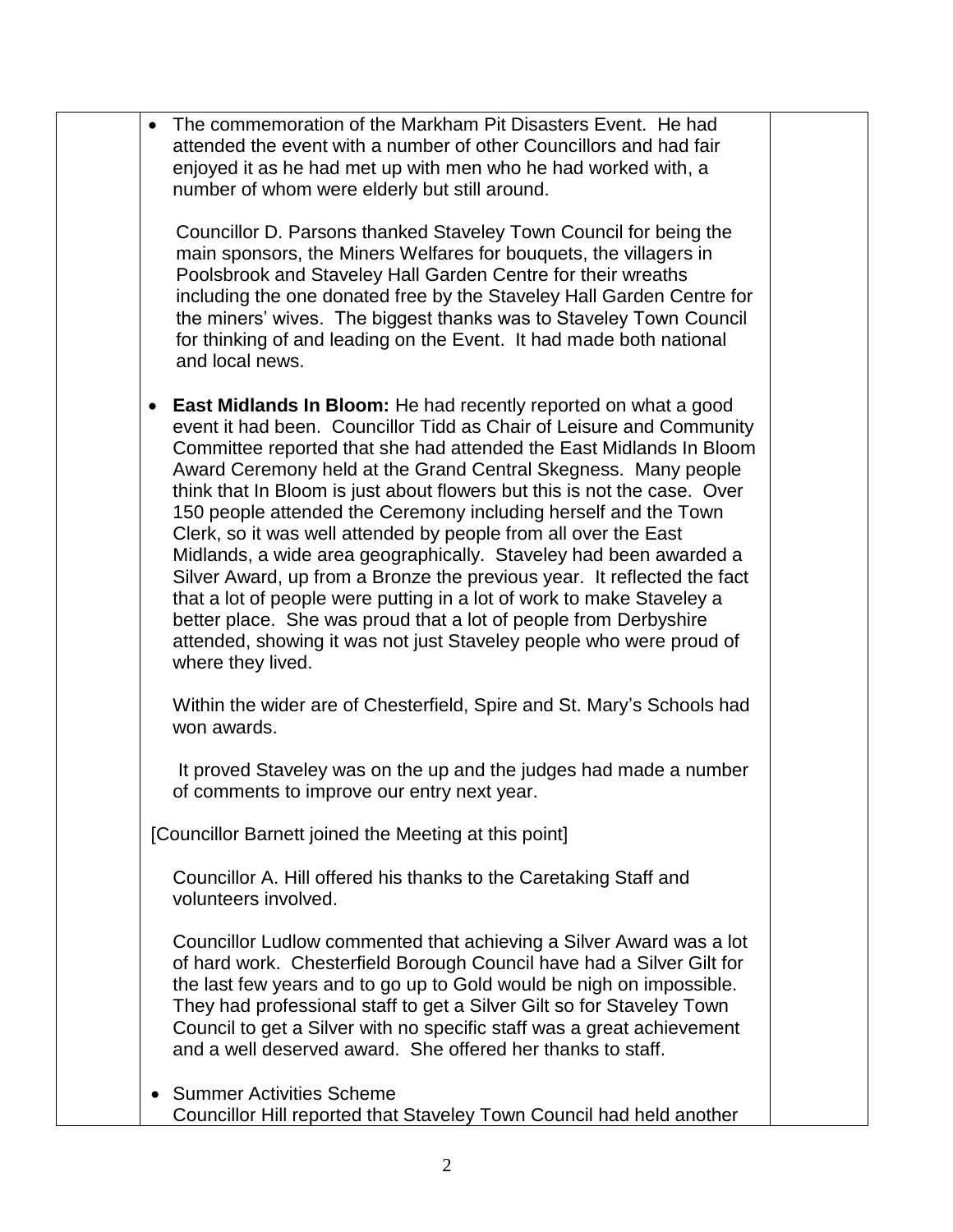- The commemoration of the Markham Pit Disasters Event. He had attended the event with a number of other Councillors and had fair enjoyed it as he had met up with men who he had worked with, a number of whom were elderly but still around.

  Councillor D. Parsons thanked Staveley Town Council for being the main sponsors, the Miners Welfares for bouquets, the villagers in Poolsbrook and Staveley Hall Garden Centre for their wreaths including the one donated free by the Staveley Hall Garden Centre for the miners' wives. The biggest thanks was to Staveley Town Council for thinking of and leading on the Event. It had made both national and local news.

- **East Midlands In Bloom:** He had recently reported on what a good event it had been. Councillor Tidd as Chair of Leisure and Community Committee reported that she had attended the East Midlands In Bloom Award Ceremony held at the Grand Central Skegness. Many people think that In Bloom is just about flowers but this is not the case. Over 150 people attended the Ceremony including herself and the Town Clerk, so it was well attended by people from all over the East Midlands, a wide area geographically. Staveley had been awarded a Silver Award, up from a Bronze the previous year. It reflected the fact that a lot of people were putting in a lot of work to make Staveley a better place. She was proud that a lot of people from Derbyshire attended, showing it was not just Staveley people who were proud of where they lived.

  Within the wider are of Chesterfield, Spire and St. Mary's Schools had won awards.

  It proved Staveley was on the up and the judges had made a number of comments to improve our entry next year.

[Councillor Barnett joined the Meeting at this point]

  Councillor A. Hill offered his thanks to the Caretaking Staff and volunteers involved.

  Councillor Ludlow commented that achieving a Silver Award was a lot of hard work. Chesterfield Borough Council have had a Silver Gilt for the last few years and to go up to Gold would be nigh on impossible. They had professional staff to get a Silver Gilt so for Staveley Town Council to get a Silver with no specific staff was a great achievement and a well deserved award. She offered her thanks to staff.

- Summer Activities Scheme
  Councillor Hill reported that Staveley Town Council had held another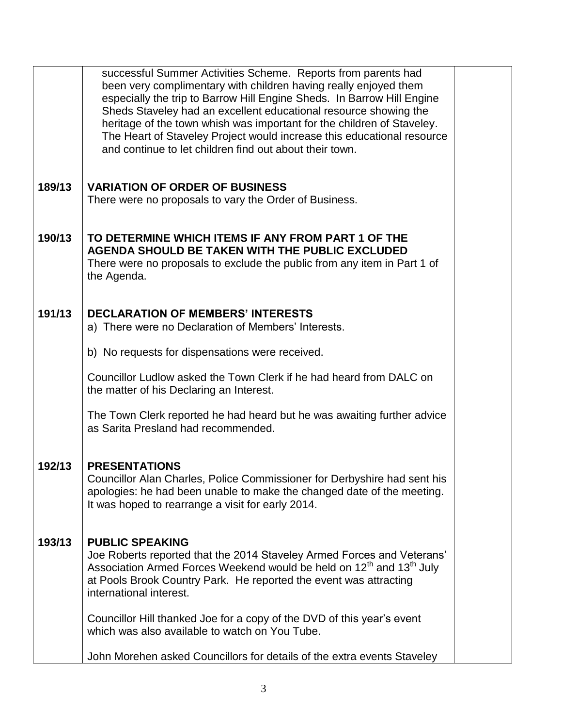| | | |
|---|---|---|
| | successful Summer Activities Scheme. Reports from parents had been very complimentary with children having really enjoyed them especially the trip to Barrow Hill Engine Sheds. In Barrow Hill Engine Sheds Staveley had an excellent educational resource showing the heritage of the town whish was important for the children of Staveley. The Heart of Staveley Project would increase this educational resource and continue to let children find out about their town. | |
| **189/13** | **VARIATION OF ORDER OF BUSINESS**<br>There were no proposals to vary the Order of Business. | |
| **190/13** | **TO DETERMINE WHICH ITEMS IF ANY FROM PART 1 OF THE AGENDA SHOULD BE TAKEN WITH THE PUBLIC EXCLUDED**<br>There were no proposals to exclude the public from any item in Part 1 of the Agenda. | |
| **191/13** | **DECLARATION OF MEMBERS' INTERESTS**<br>a) There were no Declaration of Members' Interests.<br><br>b) No requests for dispensations were received.<br><br>Councillor Ludlow asked the Town Clerk if he had heard from DALC on the matter of his Declaring an Interest.<br><br>The Town Clerk reported he had heard but he was awaiting further advice as Sarita Presland had recommended. | |
| **192/13** | **PRESENTATIONS**<br>Councillor Alan Charles, Police Commissioner for Derbyshire had sent his apologies: he had been unable to make the changed date of the meeting. It was hoped to rearrange a visit for early 2014. | |
| **193/13** | **PUBLIC SPEAKING**<br>Joe Roberts reported that the 2014 Staveley Armed Forces and Veterans' Association Armed Forces Weekend would be held on 12th and 13th July at Pools Brook Country Park. He reported the event was attracting international interest.<br><br>Councillor Hill thanked Joe for a copy of the DVD of this year's event which was also available to watch on You Tube.<br><br>John Morehen asked Councillors for details of the extra events Staveley | |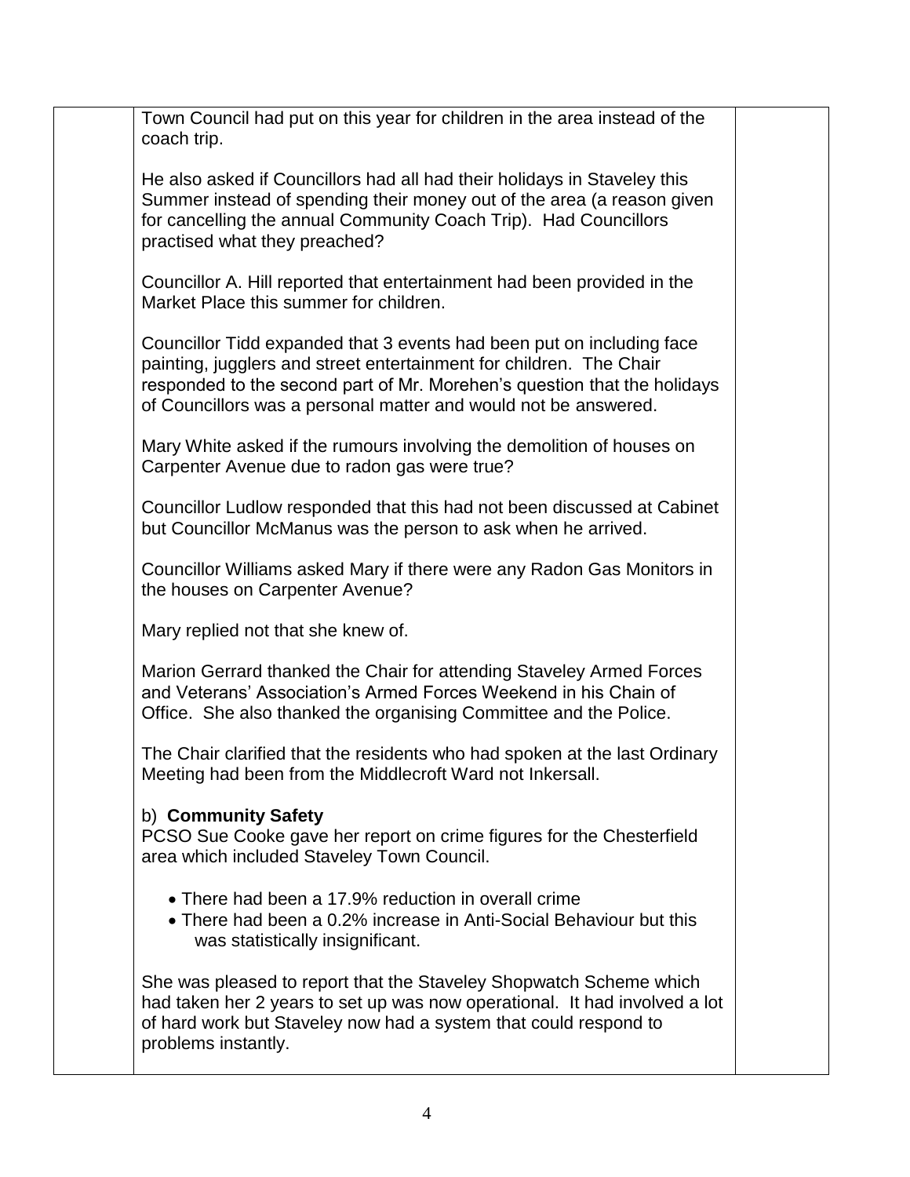Town Council had put on this year for children in the area instead of the coach trip.

He also asked if Councillors had all had their holidays in Staveley this Summer instead of spending their money out of the area (a reason given for cancelling the annual Community Coach Trip). Had Councillors practised what they preached?

Councillor A. Hill reported that entertainment had been provided in the Market Place this summer for children.

Councillor Tidd expanded that 3 events had been put on including face painting, jugglers and street entertainment for children. The Chair responded to the second part of Mr. Morehen's question that the holidays of Councillors was a personal matter and would not be answered.

Mary White asked if the rumours involving the demolition of houses on Carpenter Avenue due to radon gas were true?

Councillor Ludlow responded that this had not been discussed at Cabinet but Councillor McManus was the person to ask when he arrived.

Councillor Williams asked Mary if there were any Radon Gas Monitors in the houses on Carpenter Avenue?

Mary replied not that she knew of.

Marion Gerrard thanked the Chair for attending Staveley Armed Forces and Veterans' Association's Armed Forces Weekend in his Chain of Office. She also thanked the organising Committee and the Police.

The Chair clarified that the residents who had spoken at the last Ordinary Meeting had been from the Middlecroft Ward not Inkersall.

b) **Community Safety**

PCSO Sue Cooke gave her report on crime figures for the Chesterfield area which included Staveley Town Council.

- There had been a 17.9% reduction in overall crime
- There had been a 0.2% increase in Anti-Social Behaviour but this was statistically insignificant.

She was pleased to report that the Staveley Shopwatch Scheme which had taken her 2 years to set up was now operational. It had involved a lot of hard work but Staveley now had a system that could respond to problems instantly.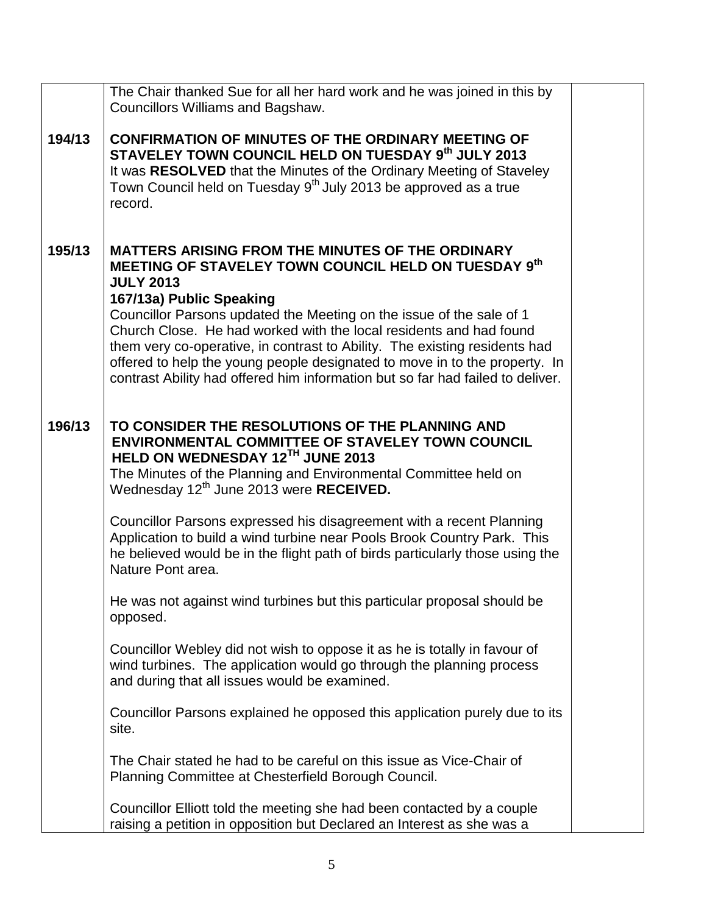| | | |
|---|---|---|
| | The Chair thanked Sue for all her hard work and he was joined in this by Councillors Williams and Bagshaw. | |
| **194/13** | **CONFIRMATION OF MINUTES OF THE ORDINARY MEETING OF STAVELEY TOWN COUNCIL HELD ON TUESDAY 9th JULY 2013**<br>It was **RESOLVED** that the Minutes of the Ordinary Meeting of Staveley Town Council held on Tuesday 9th July 2013 be approved as a true record. | |
| **195/13** | **MATTERS ARISING FROM THE MINUTES OF THE ORDINARY MEETING OF STAVELEY TOWN COUNCIL HELD ON TUESDAY 9th JULY 2013**<br>**167/13a) Public Speaking**<br>Councillor Parsons updated the Meeting on the issue of the sale of 1 Church Close. He had worked with the local residents and had found them very co-operative, in contrast to Ability. The existing residents had offered to help the young people designated to move in to the property. In contrast Ability had offered him information but so far had failed to deliver. | |
| **196/13** | **TO CONSIDER THE RESOLUTIONS OF THE PLANNING AND ENVIRONMENTAL COMMITTEE OF STAVELEY TOWN COUNCIL HELD ON WEDNESDAY 12TH JUNE 2013**<br>The Minutes of the Planning and Environmental Committee held on Wednesday 12th June 2013 were **RECEIVED.**<br><br>Councillor Parsons expressed his disagreement with a recent Planning Application to build a wind turbine near Pools Brook Country Park. This he believed would be in the flight path of birds particularly those using the Nature Pont area.<br><br>He was not against wind turbines but this particular proposal should be opposed.<br><br>Councillor Webley did not wish to oppose it as he is totally in favour of wind turbines. The application would go through the planning process and during that all issues would be examined.<br><br>Councillor Parsons explained he opposed this application purely due to its site.<br><br>The Chair stated he had to be careful on this issue as Vice-Chair of Planning Committee at Chesterfield Borough Council.<br><br>Councillor Elliott told the meeting she had been contacted by a couple raising a petition in opposition but Declared an Interest as she was a | |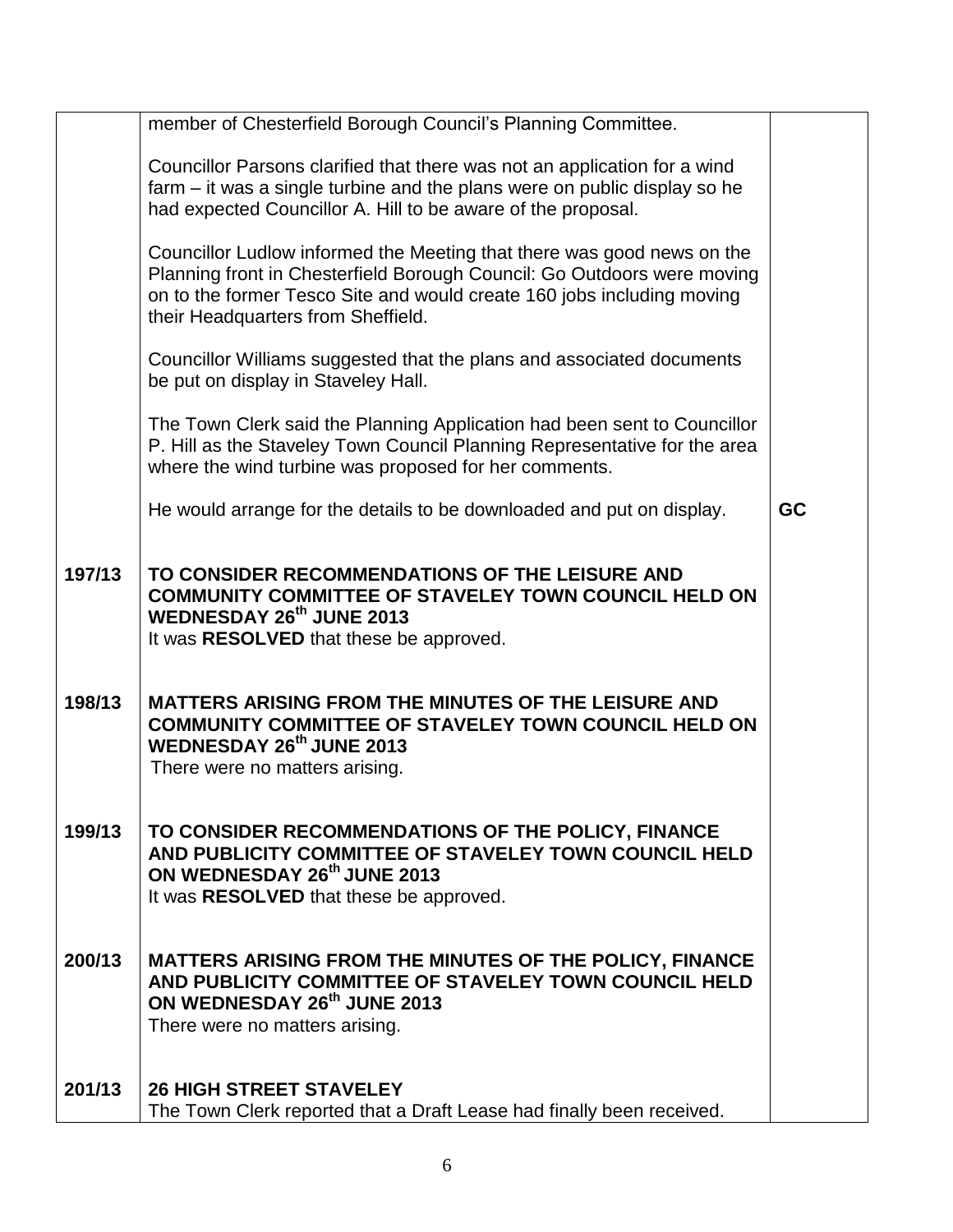| | | |
|---|---|---|
| | member of Chesterfield Borough Council's Planning Committee.<br><br>Councillor Parsons clarified that there was not an application for a wind farm – it was a single turbine and the plans were on public display so he had expected Councillor A. Hill to be aware of the proposal.<br><br>Councillor Ludlow informed the Meeting that there was good news on the Planning front in Chesterfield Borough Council: Go Outdoors were moving on to the former Tesco Site and would create 160 jobs including moving their Headquarters from Sheffield.<br><br>Councillor Williams suggested that the plans and associated documents be put on display in Staveley Hall.<br><br>The Town Clerk said the Planning Application had been sent to Councillor P. Hill as the Staveley Town Council Planning Representative for the area where the wind turbine was proposed for her comments.<br><br>He would arrange for the details to be downloaded and put on display. | **GC** |
| **197/13** | **TO CONSIDER RECOMMENDATIONS OF THE LEISURE AND COMMUNITY COMMITTEE OF STAVELEY TOWN COUNCIL HELD ON WEDNESDAY 26th JUNE 2013**<br>It was **RESOLVED** that these be approved. | |
| **198/13** | **MATTERS ARISING FROM THE MINUTES OF THE LEISURE AND COMMUNITY COMMITTEE OF STAVELEY TOWN COUNCIL HELD ON WEDNESDAY 26th JUNE 2013**<br>There were no matters arising. | |
| **199/13** | **TO CONSIDER RECOMMENDATIONS OF THE POLICY, FINANCE AND PUBLICITY COMMITTEE OF STAVELEY TOWN COUNCIL HELD ON WEDNESDAY 26th JUNE 2013**<br>It was **RESOLVED** that these be approved. | |
| **200/13** | **MATTERS ARISING FROM THE MINUTES OF THE POLICY, FINANCE AND PUBLICITY COMMITTEE OF STAVELEY TOWN COUNCIL HELD ON WEDNESDAY 26th JUNE 2013**<br>There were no matters arising. | |
| **201/13** | **26 HIGH STREET STAVELEY**<br>The Town Clerk reported that a Draft Lease had finally been received. | |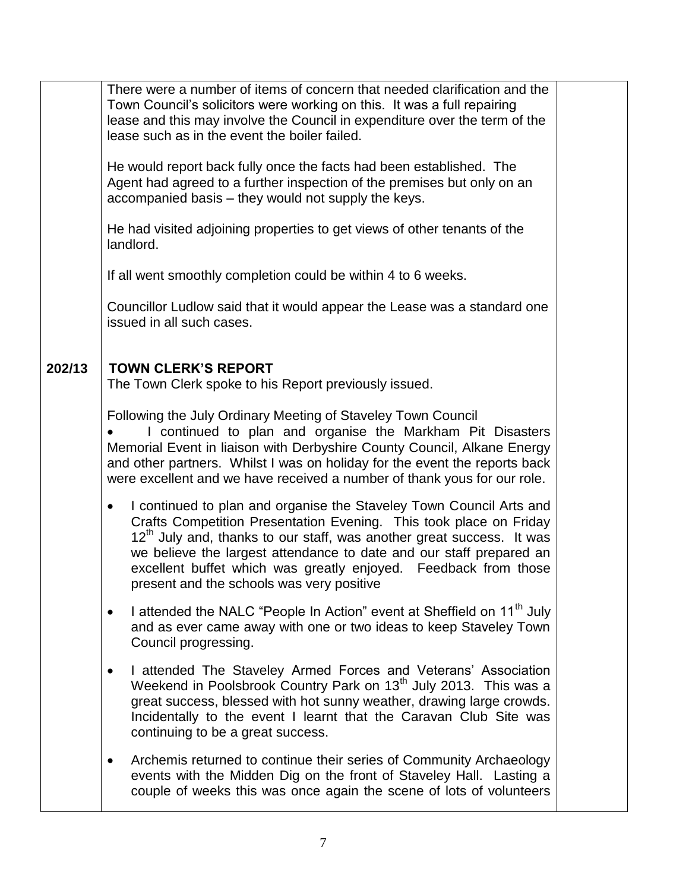There were a number of items of concern that needed clarification and the Town Council's solicitors were working on this. It was a full repairing lease and this may involve the Council in expenditure over the term of the lease such as in the event the boiler failed.

He would report back fully once the facts had been established. The Agent had agreed to a further inspection of the premises but only on an accompanied basis – they would not supply the keys.

He had visited adjoining properties to get views of other tenants of the landlord.

If all went smoothly completion could be within 4 to 6 weeks.

Councillor Ludlow said that it would appear the Lease was a standard one issued in all such cases.

## 202/13 TOWN CLERK'S REPORT

The Town Clerk spoke to his Report previously issued.

Following the July Ordinary Meeting of Staveley Town Council

- I continued to plan and organise the Markham Pit Disasters Memorial Event in liaison with Derbyshire County Council, Alkane Energy and other partners. Whilst I was on holiday for the event the reports back were excellent and we have received a number of thank yous for our role.
- I continued to plan and organise the Staveley Town Council Arts and Crafts Competition Presentation Evening. This took place on Friday 12th July and, thanks to our staff, was another great success. It was we believe the largest attendance to date and our staff prepared an excellent buffet which was greatly enjoyed. Feedback from those present and the schools was very positive
- I attended the NALC "People In Action" event at Sheffield on 11th July and as ever came away with one or two ideas to keep Staveley Town Council progressing.
- I attended The Staveley Armed Forces and Veterans' Association Weekend in Poolsbrook Country Park on 13th July 2013. This was a great success, blessed with hot sunny weather, drawing large crowds. Incidentally to the event I learnt that the Caravan Club Site was continuing to be a great success.
- Archemis returned to continue their series of Community Archaeology events with the Midden Dig on the front of Staveley Hall. Lasting a couple of weeks this was once again the scene of lots of volunteers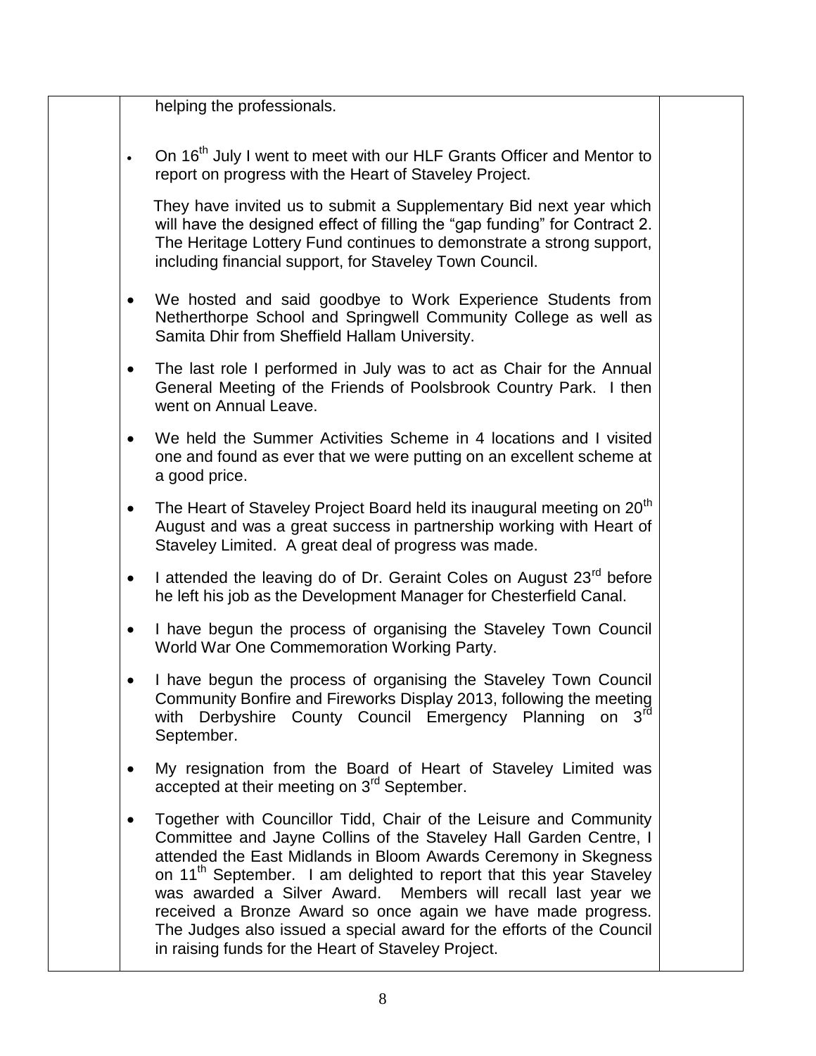helping the professionals.

- On 16th July I went to meet with our HLF Grants Officer and Mentor to report on progress with the Heart of Staveley Project.

  They have invited us to submit a Supplementary Bid next year which will have the designed effect of filling the "gap funding" for Contract 2. The Heritage Lottery Fund continues to demonstrate a strong support, including financial support, for Staveley Town Council.

- We hosted and said goodbye to Work Experience Students from Netherthorpe School and Springwell Community College as well as Samita Dhir from Sheffield Hallam University.

- The last role I performed in July was to act as Chair for the Annual General Meeting of the Friends of Poolsbrook Country Park. I then went on Annual Leave.

- We held the Summer Activities Scheme in 4 locations and I visited one and found as ever that we were putting on an excellent scheme at a good price.

- The Heart of Staveley Project Board held its inaugural meeting on 20th August and was a great success in partnership working with Heart of Staveley Limited. A great deal of progress was made.

- I attended the leaving do of Dr. Geraint Coles on August 23rd before he left his job as the Development Manager for Chesterfield Canal.

- I have begun the process of organising the Staveley Town Council World War One Commemoration Working Party.

- I have begun the process of organising the Staveley Town Council Community Bonfire and Fireworks Display 2013, following the meeting with Derbyshire County Council Emergency Planning on 3rd September.

- My resignation from the Board of Heart of Staveley Limited was accepted at their meeting on 3rd September.

- Together with Councillor Tidd, Chair of the Leisure and Community Committee and Jayne Collins of the Staveley Hall Garden Centre, I attended the East Midlands in Bloom Awards Ceremony in Skegness on 11th September. I am delighted to report that this year Staveley was awarded a Silver Award. Members will recall last year we received a Bronze Award so once again we have made progress. The Judges also issued a special award for the efforts of the Council in raising funds for the Heart of Staveley Project.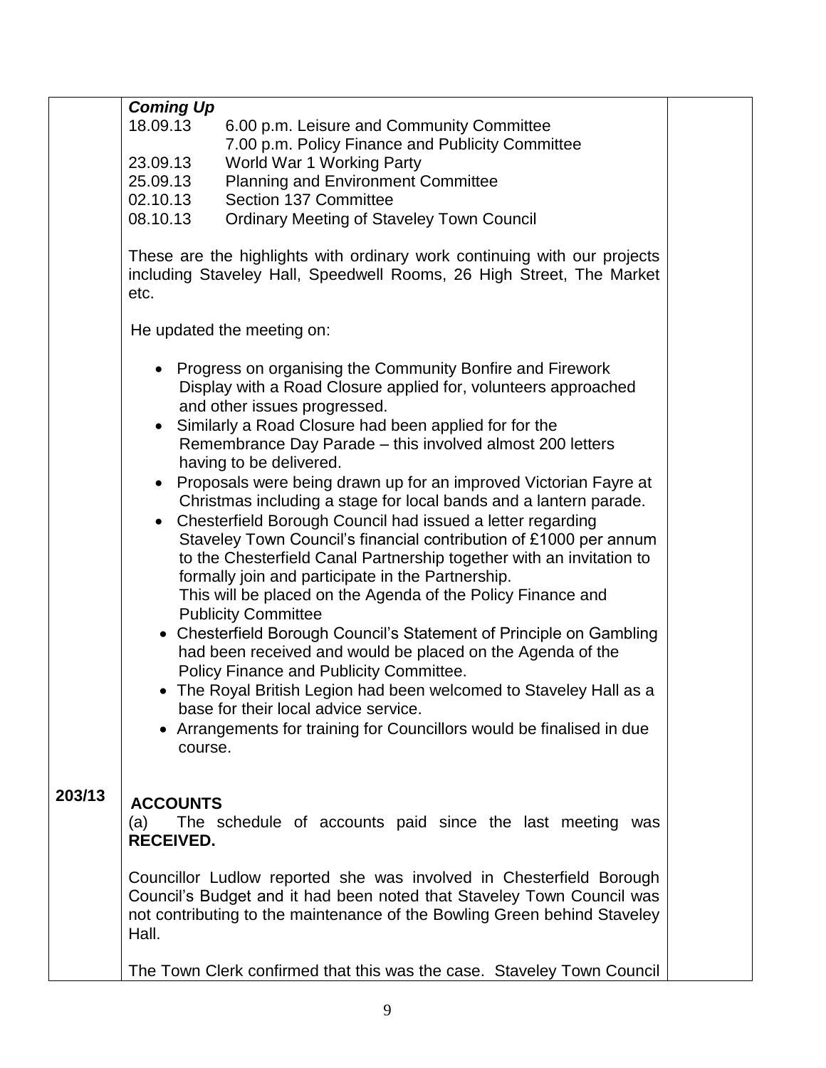***Coming Up***

| | |
|---|---|
| 18.09.13 | 6.00 p.m. Leisure and Community Committee |
| | 7.00 p.m. Policy Finance and Publicity Committee |
| 23.09.13 | World War 1 Working Party |
| 25.09.13 | Planning and Environment Committee |
| 02.10.13 | Section 137 Committee |
| 08.10.13 | Ordinary Meeting of Staveley Town Council |

These are the highlights with ordinary work continuing with our projects including Staveley Hall, Speedwell Rooms, 26 High Street, The Market etc.

He updated the meeting on:

- Progress on organising the Community Bonfire and Firework Display with a Road Closure applied for, volunteers approached and other issues progressed.
- Similarly a Road Closure had been applied for for the Remembrance Day Parade – this involved almost 200 letters having to be delivered.
- Proposals were being drawn up for an improved Victorian Fayre at Christmas including a stage for local bands and a lantern parade.
- Chesterfield Borough Council had issued a letter regarding Staveley Town Council's financial contribution of £1000 per annum to the Chesterfield Canal Partnership together with an invitation to formally join and participate in the Partnership.
  This will be placed on the Agenda of the Policy Finance and Publicity Committee
- Chesterfield Borough Council's Statement of Principle on Gambling had been received and would be placed on the Agenda of the Policy Finance and Publicity Committee.
- The Royal British Legion had been welcomed to Staveley Hall as a base for their local advice service.
- Arrangements for training for Councillors would be finalised in due course.

**203/13** **ACCOUNTS**

(a) The schedule of accounts paid since the last meeting was **RECEIVED.**

Councillor Ludlow reported she was involved in Chesterfield Borough Council's Budget and it had been noted that Staveley Town Council was not contributing to the maintenance of the Bowling Green behind Staveley Hall.

The Town Clerk confirmed that this was the case. Staveley Town Council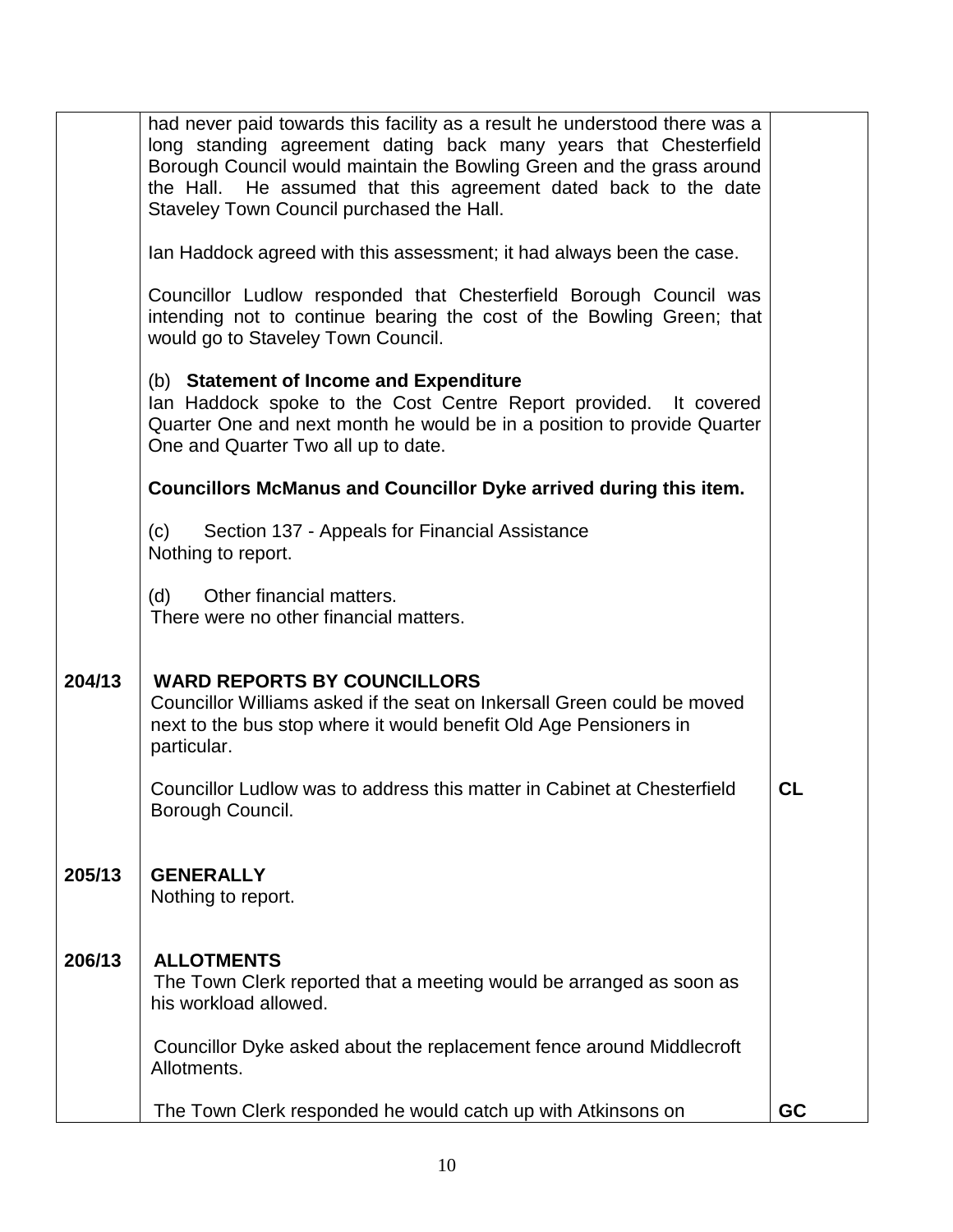| | | |
|---|---|---|
| | had never paid towards this facility as a result he understood there was a long standing agreement dating back many years that Chesterfield Borough Council would maintain the Bowling Green and the grass around the Hall. He assumed that this agreement dated back to the date Staveley Town Council purchased the Hall.<br><br>Ian Haddock agreed with this assessment; it had always been the case.<br><br>Councillor Ludlow responded that Chesterfield Borough Council was intending not to continue bearing the cost of the Bowling Green; that would go to Staveley Town Council.<br><br>(b) **Statement of Income and Expenditure**<br>Ian Haddock spoke to the Cost Centre Report provided. It covered Quarter One and next month he would be in a position to provide Quarter One and Quarter Two all up to date.<br><br>**Councillors McManus and Councillor Dyke arrived during this item.**<br><br>(c) Section 137 - Appeals for Financial Assistance<br>Nothing to report.<br><br>(d) Other financial matters.<br>There were no other financial matters. | |
| **204/13** | **WARD REPORTS BY COUNCILLORS**<br>Councillor Williams asked if the seat on Inkersall Green could be moved next to the bus stop where it would benefit Old Age Pensioners in particular.<br><br>Councillor Ludlow was to address this matter in Cabinet at Chesterfield Borough Council. | **CL** |
| **205/13** | **GENERALLY**<br>Nothing to report. | |
| **206/13** | **ALLOTMENTS**<br>The Town Clerk reported that a meeting would be arranged as soon as his workload allowed.<br><br>Councillor Dyke asked about the replacement fence around Middlecroft Allotments.<br><br>The Town Clerk responded he would catch up with Atkinsons on | **GC** |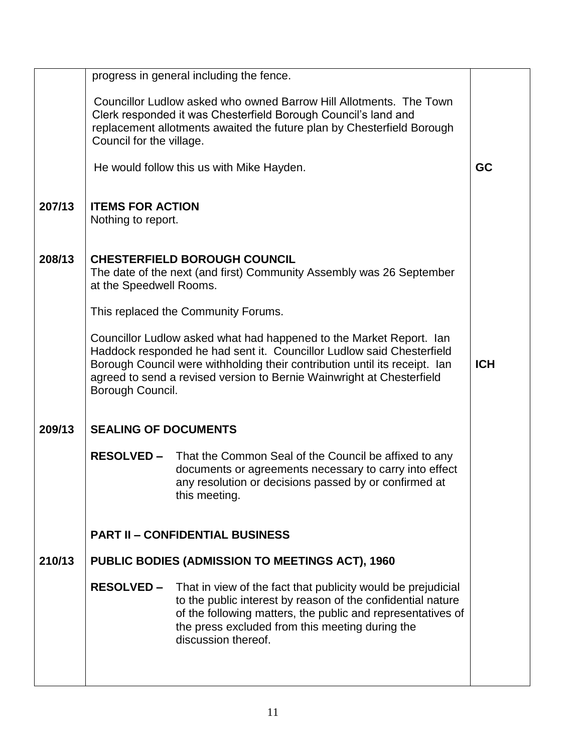| | | |
|---|---|---|
| | progress in general including the fence.<br><br>Councillor Ludlow asked who owned Barrow Hill Allotments. The Town Clerk responded it was Chesterfield Borough Council's land and replacement allotments awaited the future plan by Chesterfield Borough Council for the village.<br><br>He would follow this us with Mike Hayden. | **GC** |
| **207/13** | **ITEMS FOR ACTION**<br>Nothing to report. | |
| **208/13** | **CHESTERFIELD BOROUGH COUNCIL**<br>The date of the next (and first) Community Assembly was 26 September at the Speedwell Rooms.<br><br>This replaced the Community Forums.<br><br>Councillor Ludlow asked what had happened to the Market Report. Ian Haddock responded he had sent it. Councillor Ludlow said Chesterfield Borough Council were withholding their contribution until its receipt. Ian agreed to send a revised version to Bernie Wainwright at Chesterfield Borough Council. | **ICH** |
| **209/13** | **SEALING OF DOCUMENTS**<br><br>**RESOLVED –** That the Common Seal of the Council be affixed to any documents or agreements necessary to carry into effect any resolution or decisions passed by or confirmed at this meeting. | |
| | **PART II – CONFIDENTIAL BUSINESS** | |
| **210/13** | **PUBLIC BODIES (ADMISSION TO MEETINGS ACT), 1960**<br><br>**RESOLVED –** That in view of the fact that publicity would be prejudicial to the public interest by reason of the confidential nature of the following matters, the public and representatives of the press excluded from this meeting during the discussion thereof. | |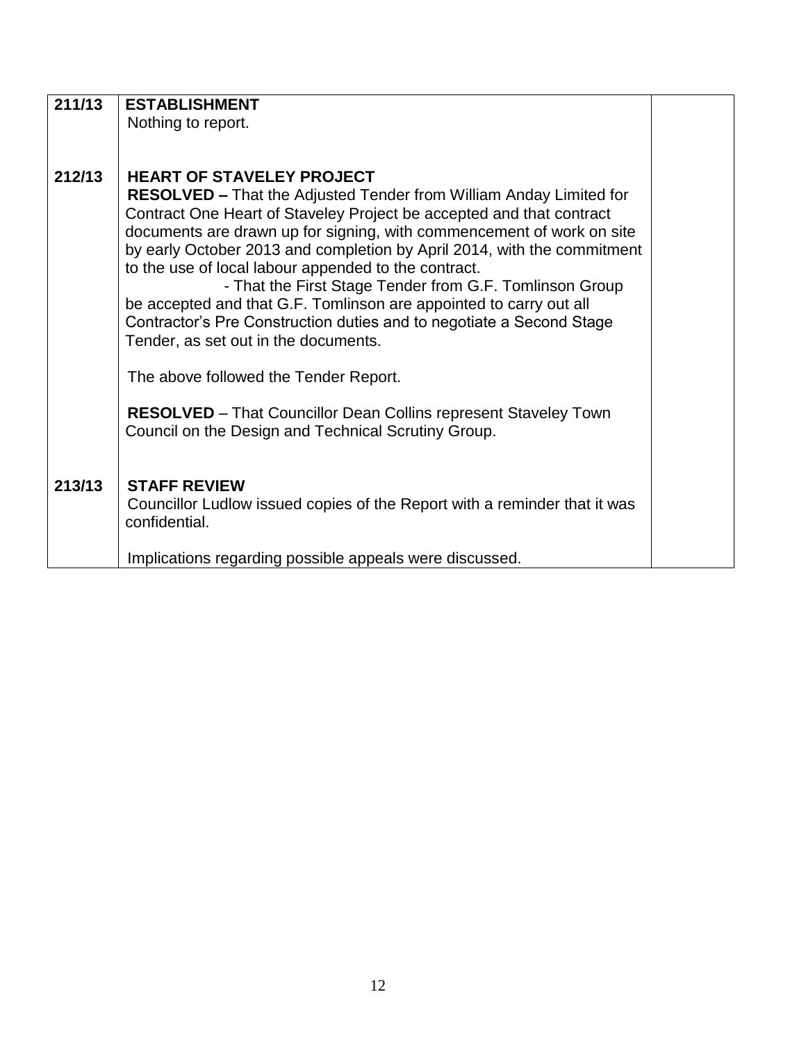| | | |
|---|---|---|
| **211/13** | **ESTABLISHMENT**<br>Nothing to report. | |
| **212/13** | **HEART OF STAVELEY PROJECT**<br>**RESOLVED –** That the Adjusted Tender from William Anday Limited for Contract One Heart of Staveley Project be accepted and that contract documents are drawn up for signing, with commencement of work on site by early October 2013 and completion by April 2014, with the commitment to the use of local labour appended to the contract.<br>- That the First Stage Tender from G.F. Tomlinson Group be accepted and that G.F. Tomlinson are appointed to carry out all Contractor's Pre Construction duties and to negotiate a Second Stage Tender, as set out in the documents.<br><br>The above followed the Tender Report.<br><br>**RESOLVED** – That Councillor Dean Collins represent Staveley Town Council on the Design and Technical Scrutiny Group. | |
| **213/13** | **STAFF REVIEW**<br>Councillor Ludlow issued copies of the Report with a reminder that it was confidential.<br><br>Implications regarding possible appeals were discussed. | |